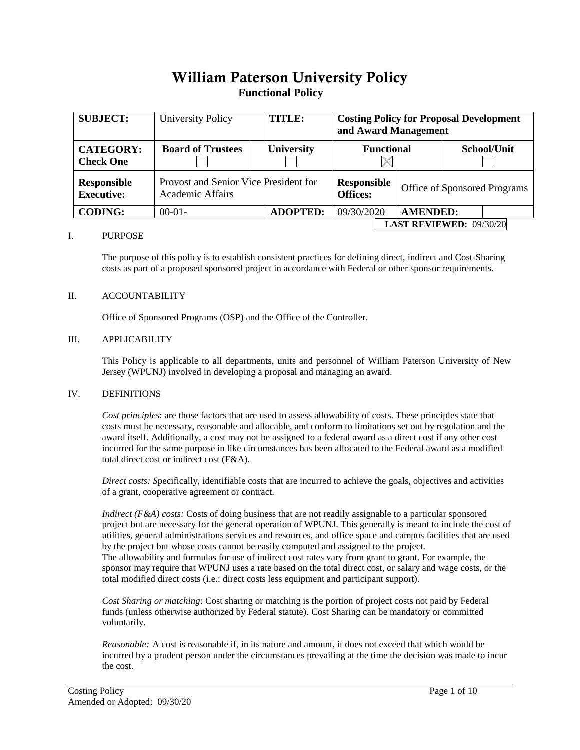# William Paterson University Policy

## Functional Policy

| SUBJECT: | University Policy | TITLE: | Costing Policy for Proposal Development and Award Management | |
|---|---|---|---|---|
| **CATEGORY: Check One** | **Board of Trustees** ☐ | **University** ☐ | **Functional** ☒ | **School/Unit** ☐ |
| **Responsible Executive:** | Provost and Senior Vice President for Academic Affairs | | **Responsible Offices:** | Office of Sponsored Programs |
| **CODING:** | 00-01- | **ADOPTED:** | 09/30/2020 | **AMENDED:** |

**LAST REVIEWED:** 09/30/20

I. PURPOSE

The purpose of this policy is to establish consistent practices for defining direct, indirect and Cost-Sharing costs as part of a proposed sponsored project in accordance with Federal or other sponsor requirements.

II. ACCOUNTABILITY

Office of Sponsored Programs (OSP) and the Office of the Controller.

III. APPLICABILITY

This Policy is applicable to all departments, units and personnel of William Paterson University of New Jersey (WPUNJ) involved in developing a proposal and managing an award.

IV. DEFINITIONS

*Cost principles*: are those factors that are used to assess allowability of costs. These principles state that costs must be necessary, reasonable and allocable, and conform to limitations set out by regulation and the award itself. Additionally, a cost may not be assigned to a federal award as a direct cost if any other cost incurred for the same purpose in like circumstances has been allocated to the Federal award as a modified total direct cost or indirect cost (F&A).

*Direct costs: S*pecifically, identifiable costs that are incurred to achieve the goals, objectives and activities of a grant, cooperative agreement or contract.

*Indirect (F&A) costs:* Costs of doing business that are not readily assignable to a particular sponsored project but are necessary for the general operation of WPUNJ. This generally is meant to include the cost of utilities, general administrations services and resources, and office space and campus facilities that are used by the project but whose costs cannot be easily computed and assigned to the project.
The allowability and formulas for use of indirect cost rates vary from grant to grant. For example, the sponsor may require that WPUNJ uses a rate based on the total direct cost, or salary and wage costs, or the total modified direct costs (i.e.: direct costs less equipment and participant support).

*Cost Sharing or matching*: Cost sharing or matching is the portion of project costs not paid by Federal funds (unless otherwise authorized by Federal statute). Cost Sharing can be mandatory or committed voluntarily.

*Reasonable:* A cost is reasonable if, in its nature and amount, it does not exceed that which would be incurred by a prudent person under the circumstances prevailing at the time the decision was made to incur the cost.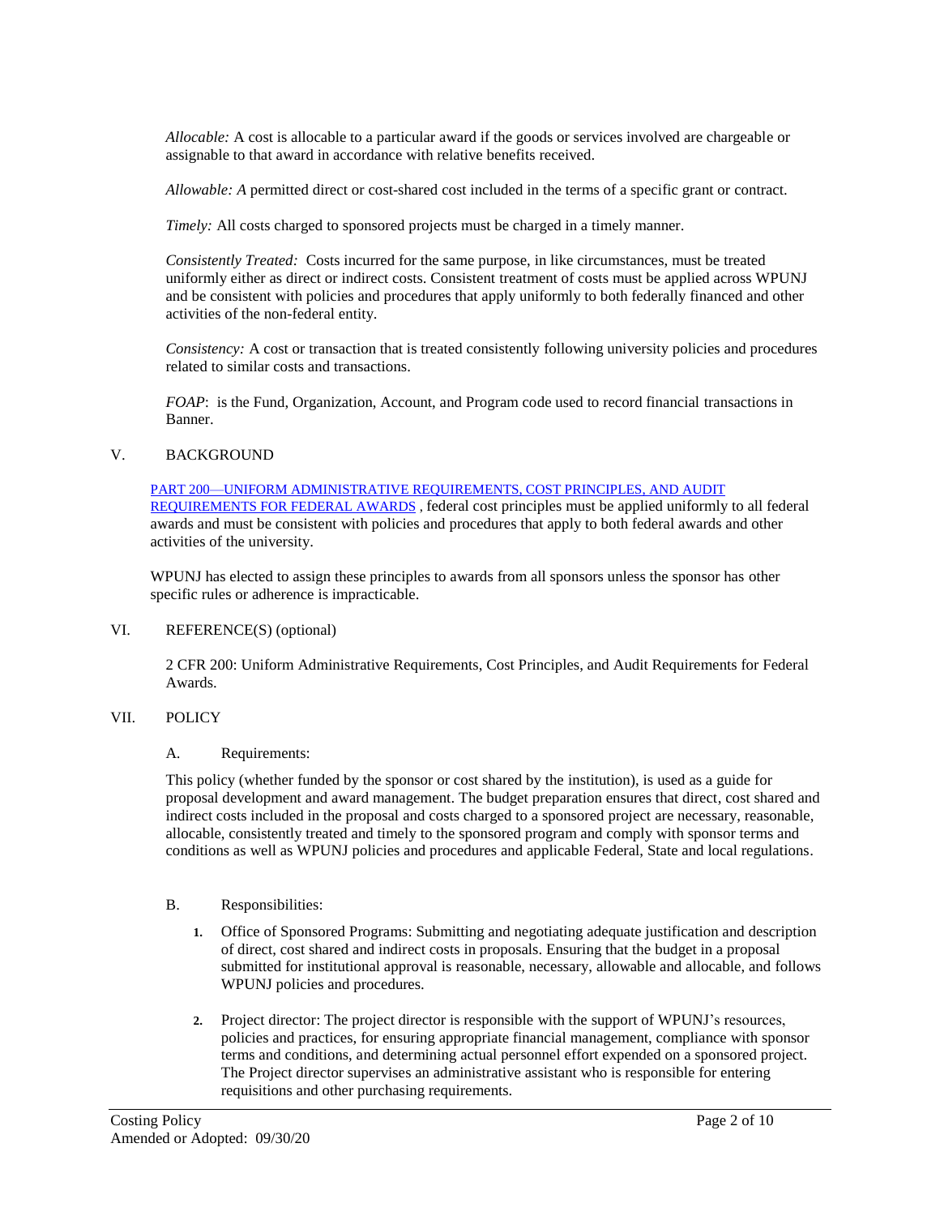*Allocable:* A cost is allocable to a particular award if the goods or services involved are chargeable or assignable to that award in accordance with relative benefits received.

*Allowable: A* permitted direct or cost-shared cost included in the terms of a specific grant or contract.

*Timely:* All costs charged to sponsored projects must be charged in a timely manner.

*Consistently Treated:* Costs incurred for the same purpose, in like circumstances, must be treated uniformly either as direct or indirect costs. Consistent treatment of costs must be applied across WPUNJ and be consistent with policies and procedures that apply uniformly to both federally financed and other activities of the non-federal entity.

*Consistency:* A cost or transaction that is treated consistently following university policies and procedures related to similar costs and transactions.

*FOAP*: is the Fund, Organization, Account, and Program code used to record financial transactions in Banner.

## V. BACKGROUND

PART 200—UNIFORM ADMINISTRATIVE REQUIREMENTS, COST PRINCIPLES, AND AUDIT REQUIREMENTS FOR FEDERAL AWARDS , federal cost principles must be applied uniformly to all federal awards and must be consistent with policies and procedures that apply to both federal awards and other activities of the university.

WPUNJ has elected to assign these principles to awards from all sponsors unless the sponsor has other specific rules or adherence is impracticable.

## VI. REFERENCE(S) (optional)

2 CFR 200: Uniform Administrative Requirements, Cost Principles, and Audit Requirements for Federal Awards.

## VII. POLICY

### A. Requirements:

This policy (whether funded by the sponsor or cost shared by the institution), is used as a guide for proposal development and award management. The budget preparation ensures that direct, cost shared and indirect costs included in the proposal and costs charged to a sponsored project are necessary, reasonable, allocable, consistently treated and timely to the sponsored program and comply with sponsor terms and conditions as well as WPUNJ policies and procedures and applicable Federal, State and local regulations.

### B. Responsibilities:

1. Office of Sponsored Programs: Submitting and negotiating adequate justification and description of direct, cost shared and indirect costs in proposals. Ensuring that the budget in a proposal submitted for institutional approval is reasonable, necessary, allowable and allocable, and follows WPUNJ policies and procedures.

2. Project director: The project director is responsible with the support of WPUNJ's resources, policies and practices, for ensuring appropriate financial management, compliance with sponsor terms and conditions, and determining actual personnel effort expended on a sponsored project. The Project director supervises an administrative assistant who is responsible for entering requisitions and other purchasing requirements.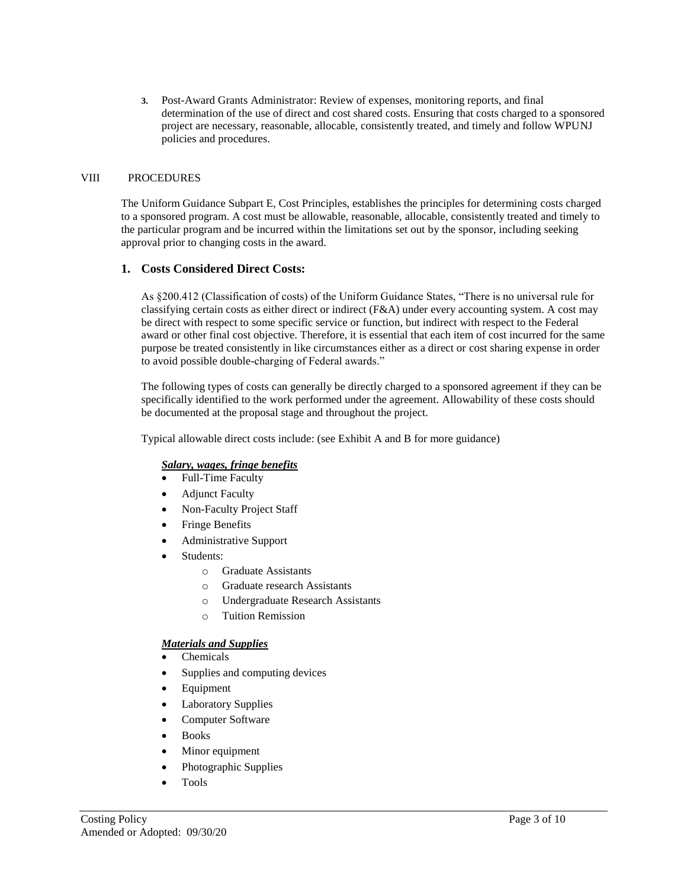3. Post-Award Grants Administrator: Review of expenses, monitoring reports, and final determination of the use of direct and cost shared costs. Ensuring that costs charged to a sponsored project are necessary, reasonable, allocable, consistently treated, and timely and follow WPUNJ policies and procedures.

## VIII PROCEDURES

The Uniform Guidance Subpart E, Cost Principles, establishes the principles for determining costs charged to a sponsored program. A cost must be allowable, reasonable, allocable, consistently treated and timely to the particular program and be incurred within the limitations set out by the sponsor, including seeking approval prior to changing costs in the award.

### 1. Costs Considered Direct Costs:

As §200.412 (Classification of costs) of the Uniform Guidance States, "There is no universal rule for classifying certain costs as either direct or indirect (F&A) under every accounting system. A cost may be direct with respect to some specific service or function, but indirect with respect to the Federal award or other final cost objective. Therefore, it is essential that each item of cost incurred for the same purpose be treated consistently in like circumstances either as a direct or cost sharing expense in order to avoid possible double-charging of Federal awards."

The following types of costs can generally be directly charged to a sponsored agreement if they can be specifically identified to the work performed under the agreement. Allowability of these costs should be documented at the proposal stage and throughout the project.

Typical allowable direct costs include: (see Exhibit A and B for more guidance)

***Salary, wages, fringe benefits***

- Full-Time Faculty
- Adjunct Faculty
- Non-Faculty Project Staff
- Fringe Benefits
- Administrative Support
- Students:
  - Graduate Assistants
  - Graduate research Assistants
  - Undergraduate Research Assistants
  - Tuition Remission

***Materials and Supplies***

- Chemicals
- Supplies and computing devices
- Equipment
- Laboratory Supplies
- Computer Software
- Books
- Minor equipment
- Photographic Supplies
- Tools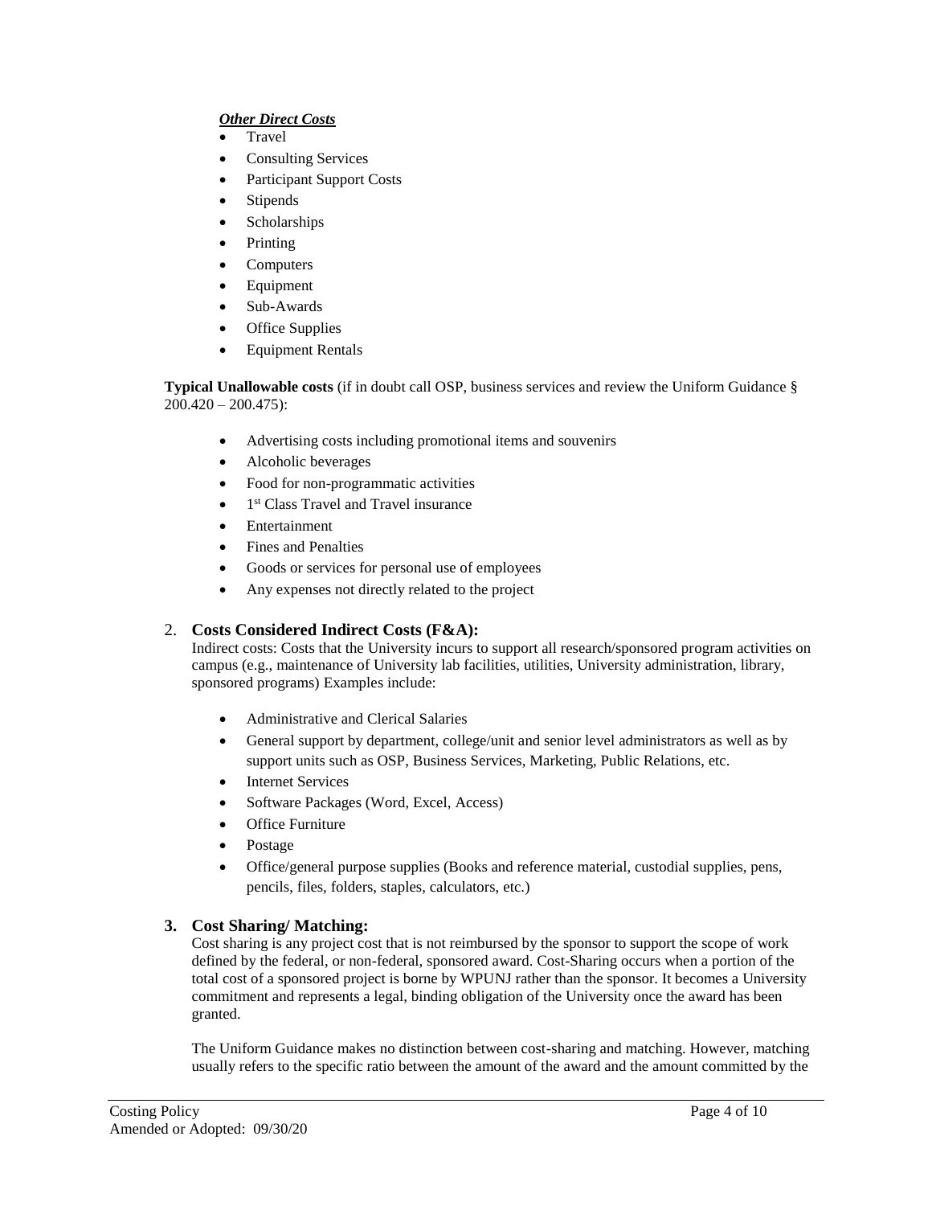***Other Direct Costs***

- Travel
- Consulting Services
- Participant Support Costs
- Stipends
- Scholarships
- Printing
- Computers
- Equipment
- Sub-Awards
- Office Supplies
- Equipment Rentals

**Typical Unallowable costs** (if in doubt call OSP, business services and review the Uniform Guidance § 200.420 – 200.475):

- Advertising costs including promotional items and souvenirs
- Alcoholic beverages
- Food for non-programmatic activities
- 1st Class Travel and Travel insurance
- Entertainment
- Fines and Penalties
- Goods or services for personal use of employees
- Any expenses not directly related to the project

2. **Costs Considered Indirect Costs (F&A):**
   Indirect costs: Costs that the University incurs to support all research/sponsored program activities on campus (e.g., maintenance of University lab facilities, utilities, University administration, library, sponsored programs) Examples include:

   - Administrative and Clerical Salaries
   - General support by department, college/unit and senior level administrators as well as by support units such as OSP, Business Services, Marketing, Public Relations, etc.
   - Internet Services
   - Software Packages (Word, Excel, Access)
   - Office Furniture
   - Postage
   - Office/general purpose supplies (Books and reference material, custodial supplies, pens, pencils, files, folders, staples, calculators, etc.)

3. **Cost Sharing/ Matching:**
   Cost sharing is any project cost that is not reimbursed by the sponsor to support the scope of work defined by the federal, or non-federal, sponsored award. Cost-Sharing occurs when a portion of the total cost of a sponsored project is borne by WPUNJ rather than the sponsor. It becomes a University commitment and represents a legal, binding obligation of the University once the award has been granted.

   The Uniform Guidance makes no distinction between cost-sharing and matching. However, matching usually refers to the specific ratio between the amount of the award and the amount committed by the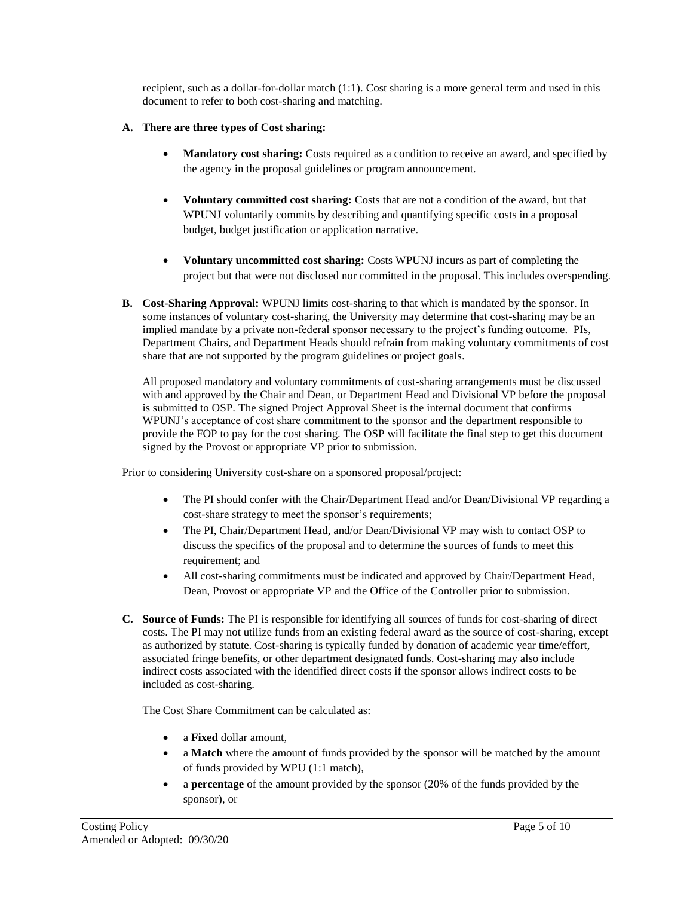recipient, such as a dollar-for-dollar match (1:1). Cost sharing is a more general term and used in this document to refer to both cost-sharing and matching.

**A. There are three types of Cost sharing:**

- **Mandatory cost sharing:** Costs required as a condition to receive an award, and specified by the agency in the proposal guidelines or program announcement.

- **Voluntary committed cost sharing:** Costs that are not a condition of the award, but that WPUNJ voluntarily commits by describing and quantifying specific costs in a proposal budget, budget justification or application narrative.

- **Voluntary uncommitted cost sharing:** Costs WPUNJ incurs as part of completing the project but that were not disclosed nor committed in the proposal. This includes overspending.

**B. Cost-Sharing Approval:** WPUNJ limits cost-sharing to that which is mandated by the sponsor. In some instances of voluntary cost-sharing, the University may determine that cost-sharing may be an implied mandate by a private non-federal sponsor necessary to the project's funding outcome. PIs, Department Chairs, and Department Heads should refrain from making voluntary commitments of cost share that are not supported by the program guidelines or project goals.

All proposed mandatory and voluntary commitments of cost-sharing arrangements must be discussed with and approved by the Chair and Dean, or Department Head and Divisional VP before the proposal is submitted to OSP. The signed Project Approval Sheet is the internal document that confirms WPUNJ's acceptance of cost share commitment to the sponsor and the department responsible to provide the FOP to pay for the cost sharing. The OSP will facilitate the final step to get this document signed by the Provost or appropriate VP prior to submission.

Prior to considering University cost-share on a sponsored proposal/project:

- The PI should confer with the Chair/Department Head and/or Dean/Divisional VP regarding a cost-share strategy to meet the sponsor's requirements;
- The PI, Chair/Department Head, and/or Dean/Divisional VP may wish to contact OSP to discuss the specifics of the proposal and to determine the sources of funds to meet this requirement; and
- All cost-sharing commitments must be indicated and approved by Chair/Department Head, Dean, Provost or appropriate VP and the Office of the Controller prior to submission.

**C. Source of Funds:** The PI is responsible for identifying all sources of funds for cost-sharing of direct costs. The PI may not utilize funds from an existing federal award as the source of cost-sharing, except as authorized by statute. Cost-sharing is typically funded by donation of academic year time/effort, associated fringe benefits, or other department designated funds. Cost-sharing may also include indirect costs associated with the identified direct costs if the sponsor allows indirect costs to be included as cost-sharing.

The Cost Share Commitment can be calculated as:

- a **Fixed** dollar amount,
- a **Match** where the amount of funds provided by the sponsor will be matched by the amount of funds provided by WPU (1:1 match),
- a **percentage** of the amount provided by the sponsor (20% of the funds provided by the sponsor), or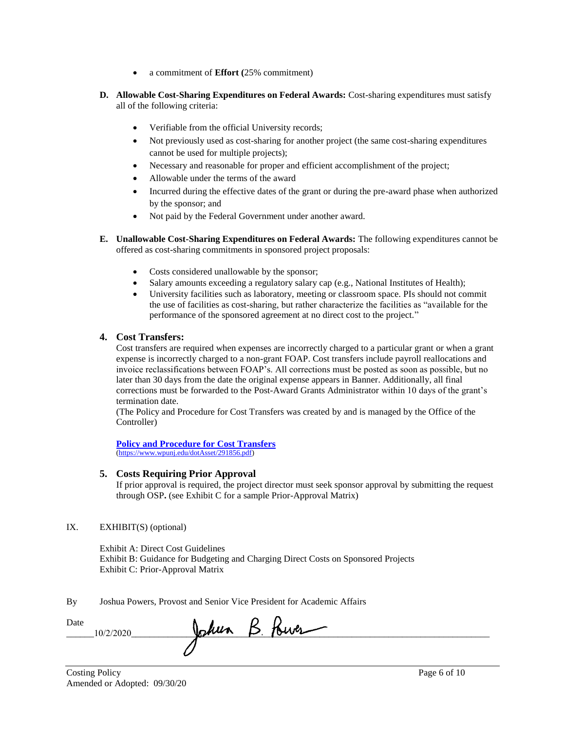- a commitment of **Effort (**25% commitment)

**D. Allowable Cost-Sharing Expenditures on Federal Awards:** Cost-sharing expenditures must satisfy all of the following criteria:

- Verifiable from the official University records;
- Not previously used as cost-sharing for another project (the same cost-sharing expenditures cannot be used for multiple projects);
- Necessary and reasonable for proper and efficient accomplishment of the project;
- Allowable under the terms of the award
- Incurred during the effective dates of the grant or during the pre-award phase when authorized by the sponsor; and
- Not paid by the Federal Government under another award.

**E. Unallowable Cost-Sharing Expenditures on Federal Awards:** The following expenditures cannot be offered as cost-sharing commitments in sponsored project proposals:

- Costs considered unallowable by the sponsor;
- Salary amounts exceeding a regulatory salary cap (e.g., National Institutes of Health);
- University facilities such as laboratory, meeting or classroom space. PIs should not commit the use of facilities as cost-sharing, but rather characterize the facilities as "available for the performance of the sponsored agreement at no direct cost to the project."

### 4. Cost Transfers:

Cost transfers are required when expenses are incorrectly charged to a particular grant or when a grant expense is incorrectly charged to a non-grant FOAP. Cost transfers include payroll reallocations and invoice reclassifications between FOAP's. All corrections must be posted as soon as possible, but no later than 30 days from the date the original expense appears in Banner. Additionally, all final corrections must be forwarded to the Post-Award Grants Administrator within 10 days of the grant's termination date.
(The Policy and Procedure for Cost Transfers was created by and is managed by the Office of the Controller)

**[Policy and Procedure for Cost Transfers](https://www.wpunj.edu/dotAsset/291856.pdf)**
(https://www.wpunj.edu/dotAsset/291856.pdf)

### 5. Costs Requiring Prior Approval

If prior approval is required, the project director must seek sponsor approval by submitting the request through OSP**.** (see Exhibit C for a sample Prior-Approval Matrix)

IX. EXHIBIT(S) (optional)

Exhibit A: Direct Cost Guidelines
Exhibit B: Guidance for Budgeting and Charging Direct Costs on Sponsored Projects
Exhibit C: Prior-Approval Matrix

By Joshua Powers, Provost and Senior Vice President for Academic Affairs

Date
______10/2/2020__________ Joshua B. Powers

Costing Policy
Amended or Adopted: 09/30/20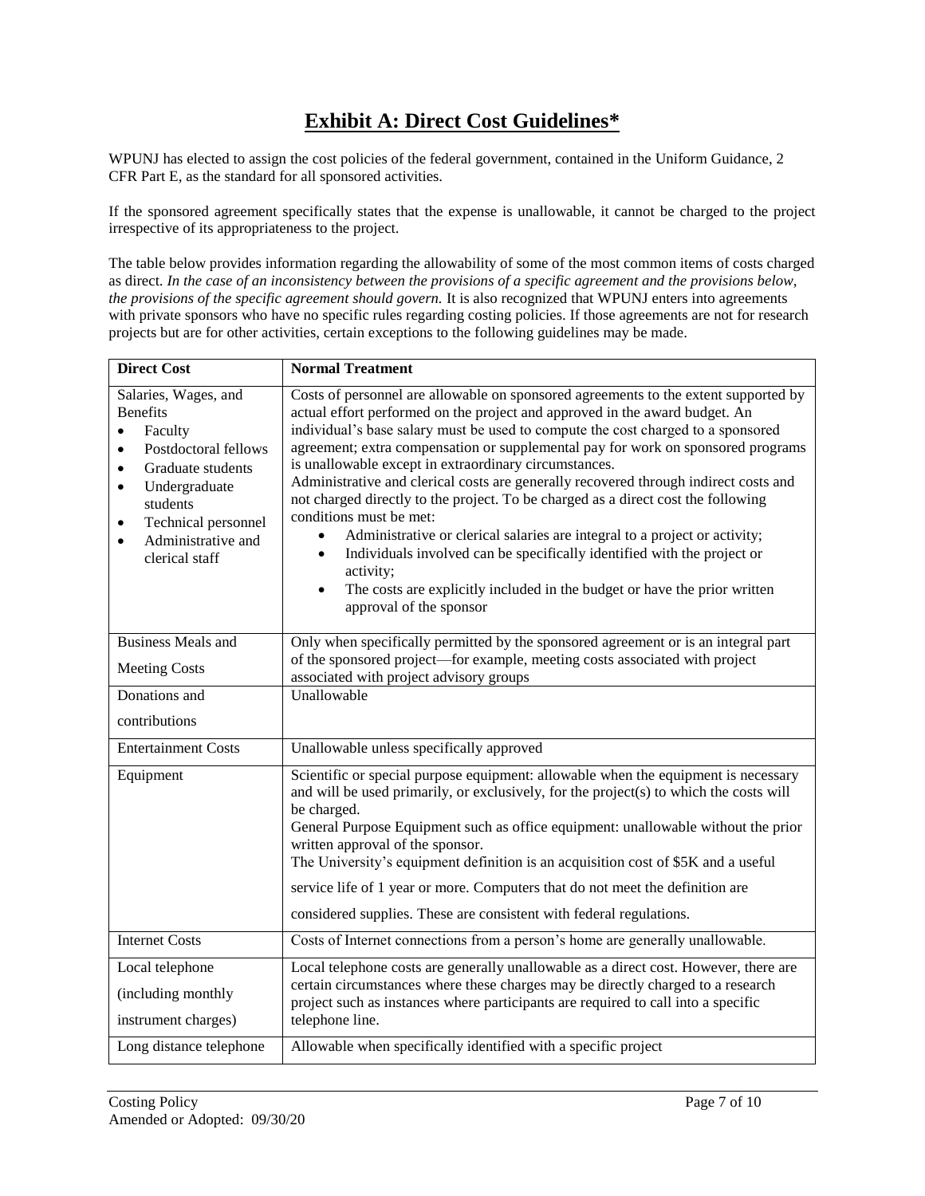# Exhibit A: Direct Cost Guidelines*

WPUNJ has elected to assign the cost policies of the federal government, contained in the Uniform Guidance, 2 CFR Part E, as the standard for all sponsored activities.

If the sponsored agreement specifically states that the expense is unallowable, it cannot be charged to the project irrespective of its appropriateness to the project.

The table below provides information regarding the allowability of some of the most common items of costs charged as direct. *In the case of an inconsistency between the provisions of a specific agreement and the provisions below, the provisions of the specific agreement should govern.* It is also recognized that WPUNJ enters into agreements with private sponsors who have no specific rules regarding costing policies. If those agreements are not for research projects but are for other activities, certain exceptions to the following guidelines may be made.

| Direct Cost | Normal Treatment |
|---|---|
| Salaries, Wages, and Benefits<br>• Faculty<br>• Postdoctoral fellows<br>• Graduate students<br>• Undergraduate students<br>• Technical personnel<br>• Administrative and clerical staff | Costs of personnel are allowable on sponsored agreements to the extent supported by actual effort performed on the project and approved in the award budget. An individual's base salary must be used to compute the cost charged to a sponsored agreement; extra compensation or supplemental pay for work on sponsored programs is unallowable except in extraordinary circumstances.<br>Administrative and clerical costs are generally recovered through indirect costs and not charged directly to the project. To be charged as a direct cost the following conditions must be met:<br>• Administrative or clerical salaries are integral to a project or activity;<br>• Individuals involved can be specifically identified with the project or activity;<br>• The costs are explicitly included in the budget or have the prior written approval of the sponsor |
| Business Meals and Meeting Costs | Only when specifically permitted by the sponsored agreement or is an integral part of the sponsored project—for example, meeting costs associated with project associated with project advisory groups |
| Donations and contributions | Unallowable |
| Entertainment Costs | Unallowable unless specifically approved |
| Equipment | Scientific or special purpose equipment: allowable when the equipment is necessary and will be used primarily, or exclusively, for the project(s) to which the costs will be charged.<br>General Purpose Equipment such as office equipment: unallowable without the prior written approval of the sponsor.<br>The University's equipment definition is an acquisition cost of $5K and a useful service life of 1 year or more. Computers that do not meet the definition are considered supplies. These are consistent with federal regulations. |
| Internet Costs | Costs of Internet connections from a person's home are generally unallowable. |
| Local telephone (including monthly instrument charges) | Local telephone costs are generally unallowable as a direct cost. However, there are certain circumstances where these charges may be directly charged to a research project such as instances where participants are required to call into a specific telephone line. |
| Long distance telephone | Allowable when specifically identified with a specific project |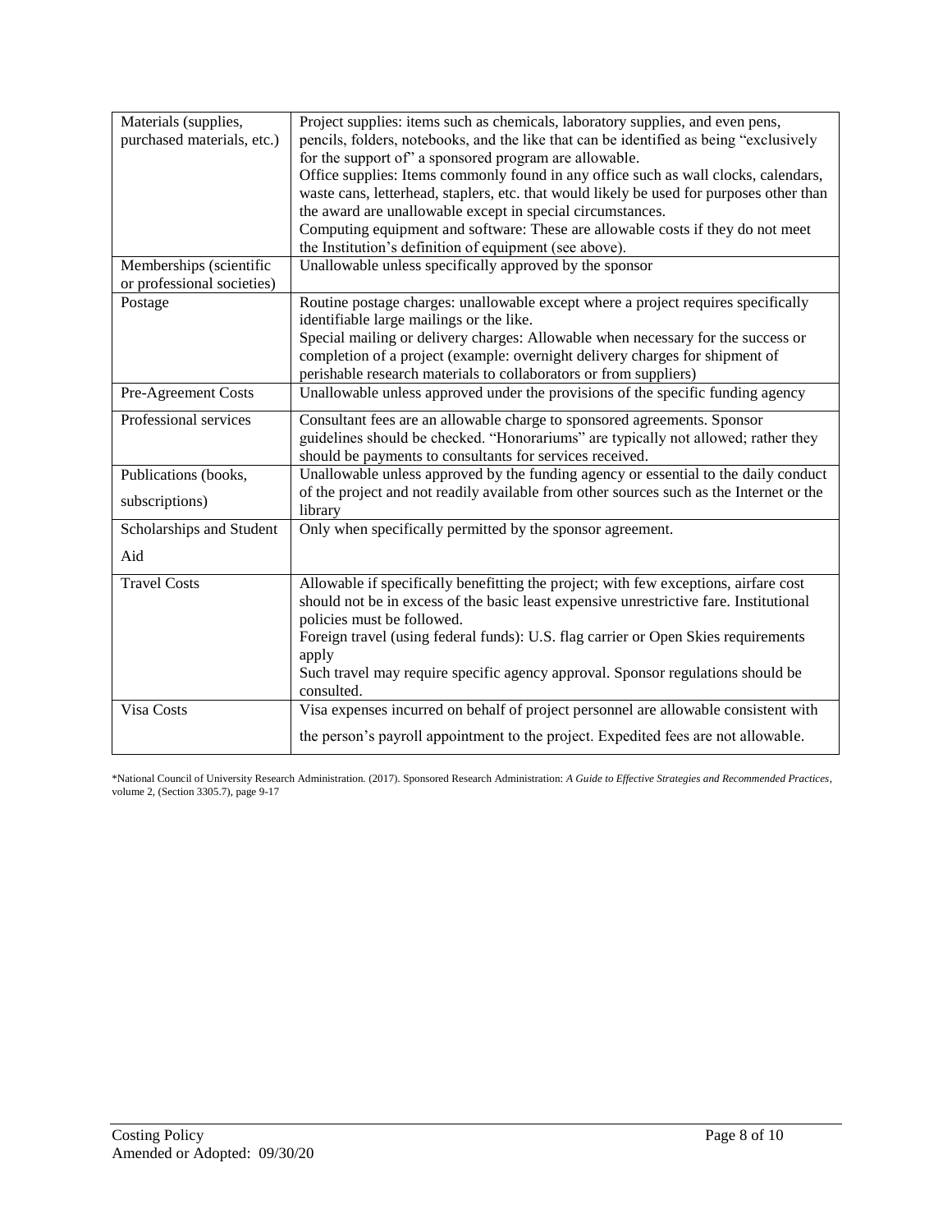| | |
|---|---|
| Materials (supplies, purchased materials, etc.) | Project supplies: items such as chemicals, laboratory supplies, and even pens, pencils, folders, notebooks, and the like that can be identified as being "exclusively for the support of" a sponsored program are allowable.<br>Office supplies: Items commonly found in any office such as wall clocks, calendars, waste cans, letterhead, staplers, etc. that would likely be used for purposes other than the award are unallowable except in special circumstances.<br>Computing equipment and software: These are allowable costs if they do not meet the Institution's definition of equipment (see above). |
| Memberships (scientific or professional societies) | Unallowable unless specifically approved by the sponsor |
| Postage | Routine postage charges: unallowable except where a project requires specifically identifiable large mailings or the like.<br>Special mailing or delivery charges: Allowable when necessary for the success or completion of a project (example: overnight delivery charges for shipment of perishable research materials to collaborators or from suppliers) |
| Pre-Agreement Costs | Unallowable unless approved under the provisions of the specific funding agency |
| Professional services | Consultant fees are an allowable charge to sponsored agreements. Sponsor guidelines should be checked. "Honorariums" are typically not allowed; rather they should be payments to consultants for services received. |
| Publications (books, subscriptions) | Unallowable unless approved by the funding agency or essential to the daily conduct of the project and not readily available from other sources such as the Internet or the library |
| Scholarships and Student Aid | Only when specifically permitted by the sponsor agreement. |
| Travel Costs | Allowable if specifically benefitting the project; with few exceptions, airfare cost should not be in excess of the basic least expensive unrestrictive fare. Institutional policies must be followed.<br>Foreign travel (using federal funds): U.S. flag carrier or Open Skies requirements apply<br>Such travel may require specific agency approval. Sponsor regulations should be consulted. |
| Visa Costs | Visa expenses incurred on behalf of project personnel are allowable consistent with the person's payroll appointment to the project. Expedited fees are not allowable. |

*National Council of University Research Administration. (2017). Sponsored Research Administration: *A Guide to Effective Strategies and Recommended Practices*, volume 2, (Section 3305.7), page 9-17

Costing Policy
Amended or Adopted: 09/30/20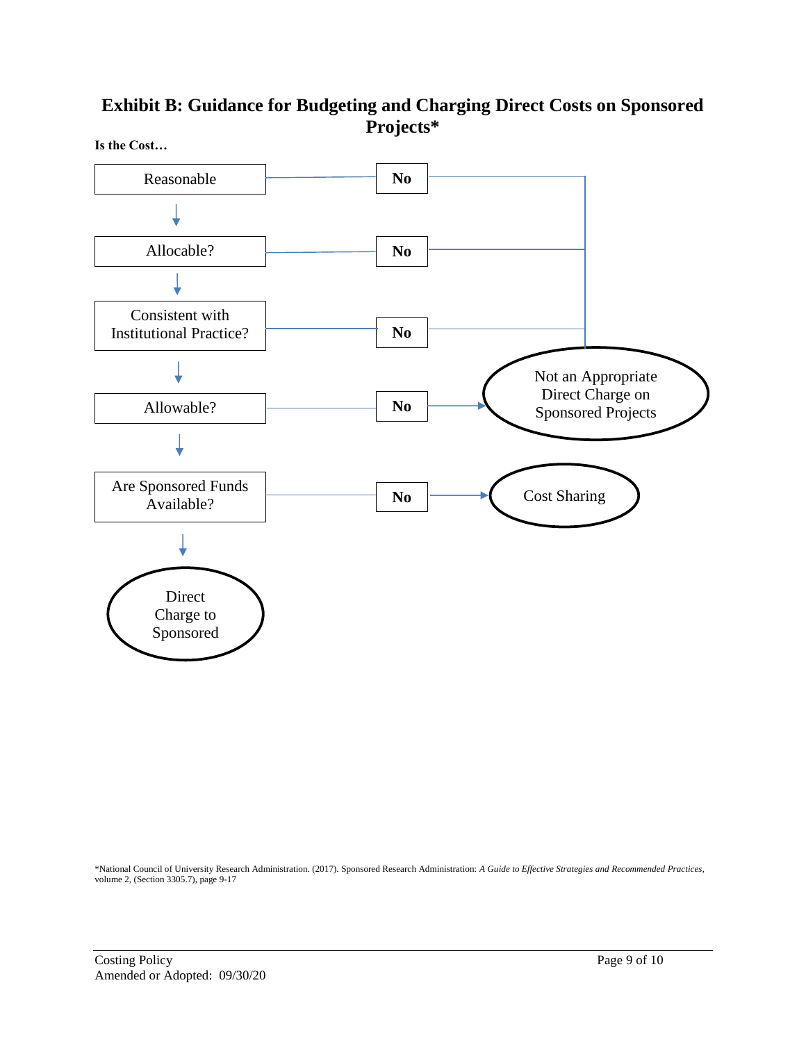## Exhibit B: Guidance for Budgeting and Charging Direct Costs on Sponsored Projects*

**Is the Cost…**

Reasonable → **No** → Not an Appropriate Direct Charge on Sponsored Projects

Allocable? → **No** → Not an Appropriate Direct Charge on Sponsored Projects

Consistent with Institutional Practice? → **No** → Not an Appropriate Direct Charge on Sponsored Projects

Allowable? → **No** → Not an Appropriate Direct Charge on Sponsored Projects

Are Sponsored Funds Available? → **No** → Cost Sharing

Direct Charge to Sponsored

*National Council of University Research Administration. (2017). Sponsored Research Administration: *A Guide to Effective Strategies and Recommended Practices*, volume 2, (Section 3305.7), page 9-17

Costing Policy
Amended or Adopted: 09/30/20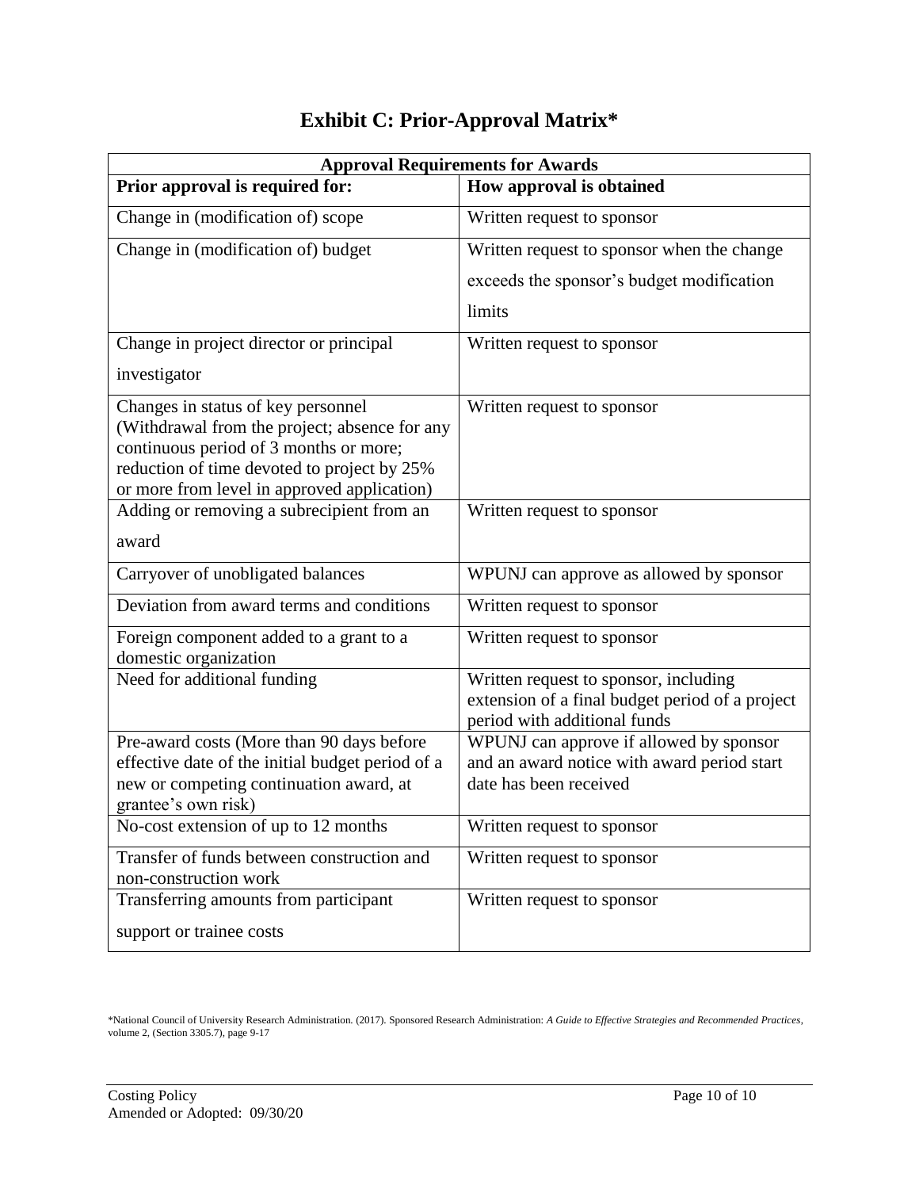# Exhibit C: Prior-Approval Matrix*

| Approval Requirements for Awards | |
|---|---|
| **Prior approval is required for:** | **How approval is obtained** |
| Change in (modification of) scope | Written request to sponsor |
| Change in (modification of) budget | Written request to sponsor when the change exceeds the sponsor's budget modification limits |
| Change in project director or principal investigator | Written request to sponsor |
| Changes in status of key personnel (Withdrawal from the project; absence for any continuous period of 3 months or more; reduction of time devoted to project by 25% or more from level in approved application) | Written request to sponsor |
| Adding or removing a subrecipient from an award | Written request to sponsor |
| Carryover of unobligated balances | WPUNJ can approve as allowed by sponsor |
| Deviation from award terms and conditions | Written request to sponsor |
| Foreign component added to a grant to a domestic organization | Written request to sponsor |
| Need for additional funding | Written request to sponsor, including extension of a final budget period of a project period with additional funds |
| Pre-award costs (More than 90 days before effective date of the initial budget period of a new or competing continuation award, at grantee's own risk) | WPUNJ can approve if allowed by sponsor and an award notice with award period start date has been received |
| No-cost extension of up to 12 months | Written request to sponsor |
| Transfer of funds between construction and non-construction work | Written request to sponsor |
| Transferring amounts from participant support or trainee costs | Written request to sponsor |

*National Council of University Research Administration. (2017). Sponsored Research Administration: *A Guide to Effective Strategies and Recommended Practices*, volume 2, (Section 3305.7), page 9-17

Costing Policy
Amended or Adopted: 09/30/20